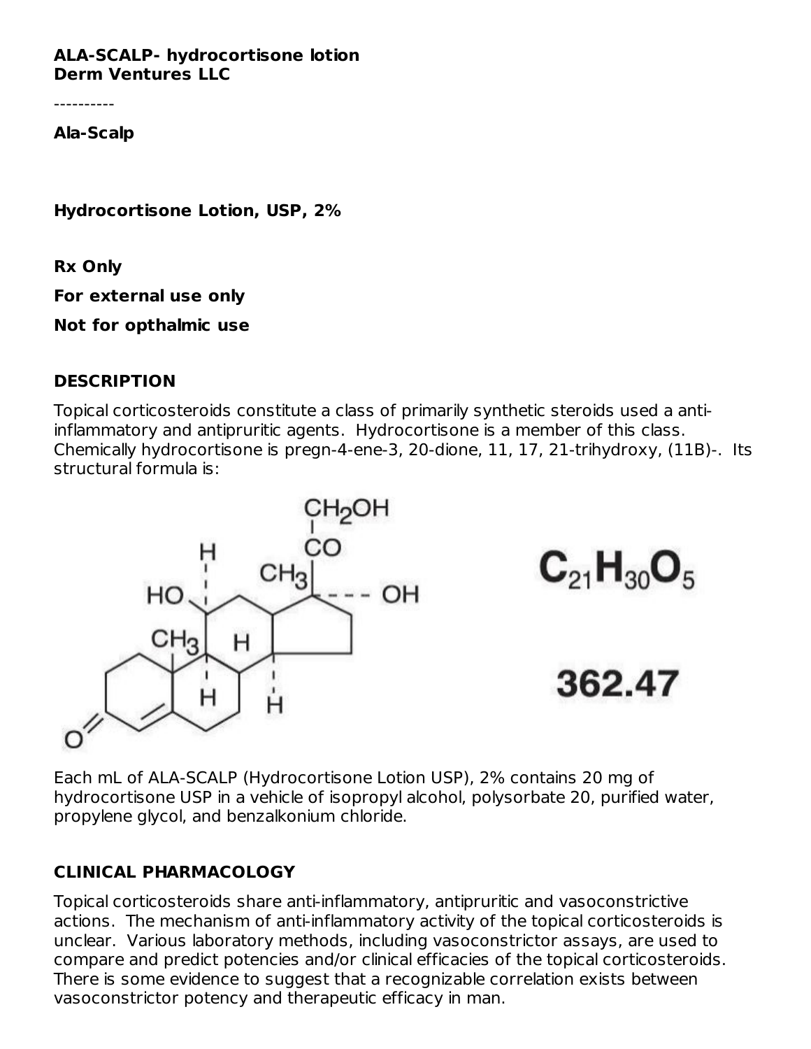**ALA-SCALP- hydrocortisone lotion**
**Derm Ventures LLC**

----------

**Ala-Scalp**

**Hydrocortisone Lotion, USP, 2%**

**Rx Only**

**For external use only**

**Not for opthalmic use**

## DESCRIPTION

Topical corticosteroids constitute a class of primarily synthetic steroids used a anti-inflammatory and antipruritic agents. Hydrocortisone is a member of this class. Chemically hydrocortisone is pregn-4-ene-3, 20-dione, 11, 17, 21-trihydroxy, (11B)-. Its structural formula is:

$C_{21}H_{30}O_5$

362.47

Each mL of ALA-SCALP (Hydrocortisone Lotion USP), 2% contains 20 mg of hydrocortisone USP in a vehicle of isopropyl alcohol, polysorbate 20, purified water, propylene glycol, and benzalkonium chloride.

## CLINICAL PHARMACOLOGY

Topical corticosteroids share anti-inflammatory, antipruritic and vasoconstrictive actions. The mechanism of anti-inflammatory activity of the topical corticosteroids is unclear. Various laboratory methods, including vasoconstrictor assays, are used to compare and predict potencies and/or clinical efficacies of the topical corticosteroids. There is some evidence to suggest that a recognizable correlation exists between vasoconstrictor potency and therapeutic efficacy in man.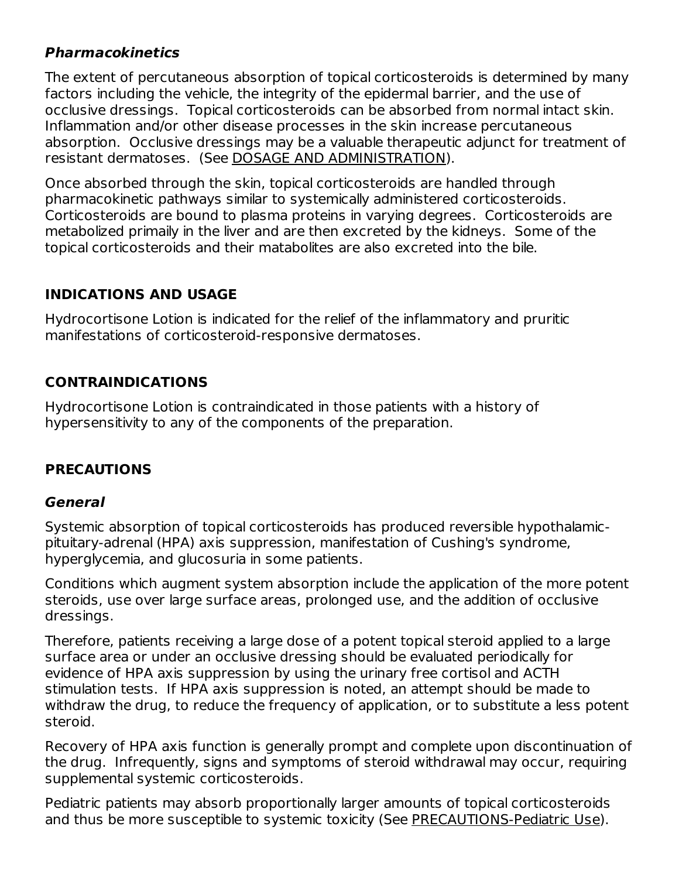### *Pharmacokinetics*

The extent of percutaneous absorption of topical corticosteroids is determined by many factors including the vehicle, the integrity of the epidermal barrier, and the use of occlusive dressings. Topical corticosteroids can be absorbed from normal intact skin. Inflammation and/or other disease processes in the skin increase percutaneous absorption. Occlusive dressings may be a valuable therapeutic adjunct for treatment of resistant dermatoses. (See DOSAGE AND ADMINISTRATION).

Once absorbed through the skin, topical corticosteroids are handled through pharmacokinetic pathways similar to systemically administered corticosteroids. Corticosteroids are bound to plasma proteins in varying degrees. Corticosteroids are metabolized primaily in the liver and are then excreted by the kidneys. Some of the topical corticosteroids and their matabolites are also excreted into the bile.

## INDICATIONS AND USAGE

Hydrocortisone Lotion is indicated for the relief of the inflammatory and pruritic manifestations of corticosteroid-responsive dermatoses.

## CONTRAINDICATIONS

Hydrocortisone Lotion is contraindicated in those patients with a history of hypersensitivity to any of the components of the preparation.

## PRECAUTIONS

### *General*

Systemic absorption of topical corticosteroids has produced reversible hypothalamic-pituitary-adrenal (HPA) axis suppression, manifestation of Cushing's syndrome, hyperglycemia, and glucosuria in some patients.

Conditions which augment system absorption include the application of the more potent steroids, use over large surface areas, prolonged use, and the addition of occlusive dressings.

Therefore, patients receiving a large dose of a potent topical steroid applied to a large surface area or under an occlusive dressing should be evaluated periodically for evidence of HPA axis suppression by using the urinary free cortisol and ACTH stimulation tests. If HPA axis suppression is noted, an attempt should be made to withdraw the drug, to reduce the frequency of application, or to substitute a less potent steroid.

Recovery of HPA axis function is generally prompt and complete upon discontinuation of the drug. Infrequently, signs and symptoms of steroid withdrawal may occur, requiring supplemental systemic corticosteroids.

Pediatric patients may absorb proportionally larger amounts of topical corticosteroids and thus be more susceptible to systemic toxicity (See PRECAUTIONS-Pediatric Use).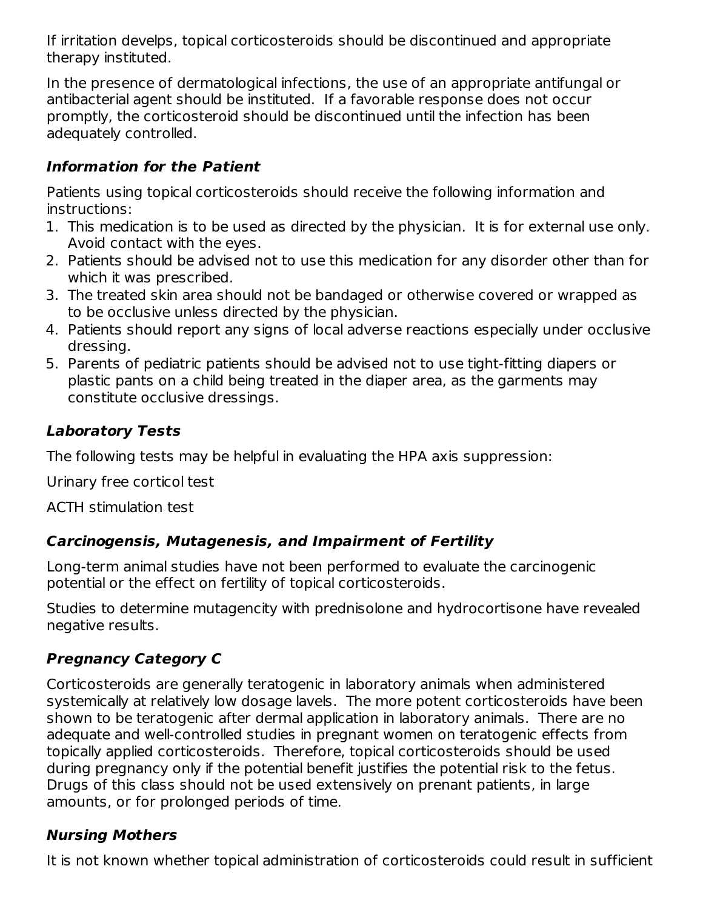If irritation develps, topical corticosteroids should be discontinued and appropriate therapy instituted.

In the presence of dermatological infections, the use of an appropriate antifungal or antibacterial agent should be instituted. If a favorable response does not occur promptly, the corticosteroid should be discontinued until the infection has been adequately controlled.

### *Information for the Patient*

Patients using topical corticosteroids should receive the following information and instructions:

1. This medication is to be used as directed by the physician. It is for external use only. Avoid contact with the eyes.
2. Patients should be advised not to use this medication for any disorder other than for which it was prescribed.
3. The treated skin area should not be bandaged or otherwise covered or wrapped as to be occlusive unless directed by the physician.
4. Patients should report any signs of local adverse reactions especially under occlusive dressing.
5. Parents of pediatric patients should be advised not to use tight-fitting diapers or plastic pants on a child being treated in the diaper area, as the garments may constitute occlusive dressings.

### *Laboratory Tests*

The following tests may be helpful in evaluating the HPA axis suppression:

Urinary free corticol test

ACTH stimulation test

### *Carcinogensis, Mutagenesis, and Impairment of Fertility*

Long-term animal studies have not been performed to evaluate the carcinogenic potential or the effect on fertility of topical corticosteroids.

Studies to determine mutagencity with prednisolone and hydrocortisone have revealed negative results.

### *Pregnancy Category C*

Corticosteroids are generally teratogenic in laboratory animals when administered systemically at relatively low dosage lavels. The more potent corticosteroids have been shown to be teratogenic after dermal application in laboratory animals. There are no adequate and well-controlled studies in pregnant women on teratogenic effects from topically applied corticosteroids. Therefore, topical corticosteroids should be used during pregnancy only if the potential benefit justifies the potential risk to the fetus. Drugs of this class should not be used extensively on prenant patients, in large amounts, or for prolonged periods of time.

### *Nursing Mothers*

It is not known whether topical administration of corticosteroids could result in sufficient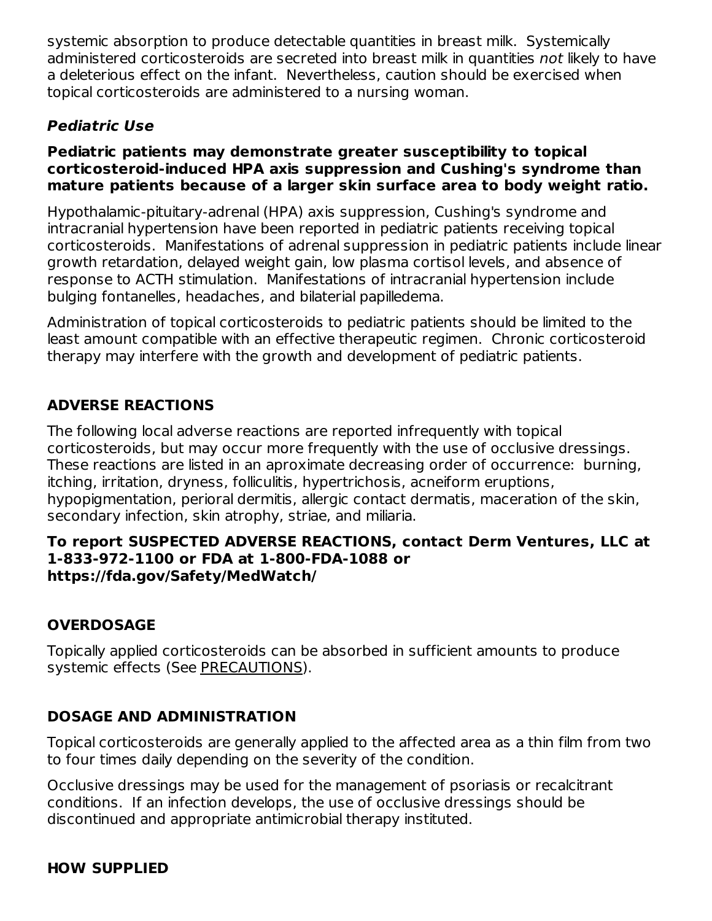systemic absorption to produce detectable quantities in breast milk. Systemically administered corticosteroids are secreted into breast milk in quantities *not* likely to have a deleterious effect on the infant. Nevertheless, caution should be exercised when topical corticosteroids are administered to a nursing woman.

### *Pediatric Use*

**Pediatric patients may demonstrate greater susceptibility to topical corticosteroid-induced HPA axis suppression and Cushing's syndrome than mature patients because of a larger skin surface area to body weight ratio.**

Hypothalamic-pituitary-adrenal (HPA) axis suppression, Cushing's syndrome and intracranial hypertension have been reported in pediatric patients receiving topical corticosteroids. Manifestations of adrenal suppression in pediatric patients include linear growth retardation, delayed weight gain, low plasma cortisol levels, and absence of response to ACTH stimulation. Manifestations of intracranial hypertension include bulging fontanelles, headaches, and bilaterial papilledema.

Administration of topical corticosteroids to pediatric patients should be limited to the least amount compatible with an effective therapeutic regimen. Chronic corticosteroid therapy may interfere with the growth and development of pediatric patients.

## ADVERSE REACTIONS

The following local adverse reactions are reported infrequently with topical corticosteroids, but may occur more frequently with the use of occlusive dressings. These reactions are listed in an aproximate decreasing order of occurrence: burning, itching, irritation, dryness, folliculitis, hypertrichosis, acneiform eruptions, hypopigmentation, perioral dermitis, allergic contact dermatis, maceration of the skin, secondary infection, skin atrophy, striae, and miliaria.

**To report SUSPECTED ADVERSE REACTIONS, contact Derm Ventures, LLC at 1-833-972-1100 or FDA at 1-800-FDA-1088 or https://fda.gov/Safety/MedWatch/**

## OVERDOSAGE

Topically applied corticosteroids can be absorbed in sufficient amounts to produce systemic effects (See PRECAUTIONS).

## DOSAGE AND ADMINISTRATION

Topical corticosteroids are generally applied to the affected area as a thin film from two to four times daily depending on the severity of the condition.

Occlusive dressings may be used for the management of psoriasis or recalcitrant conditions. If an infection develops, the use of occlusive dressings should be discontinued and appropriate antimicrobial therapy instituted.

## HOW SUPPLIED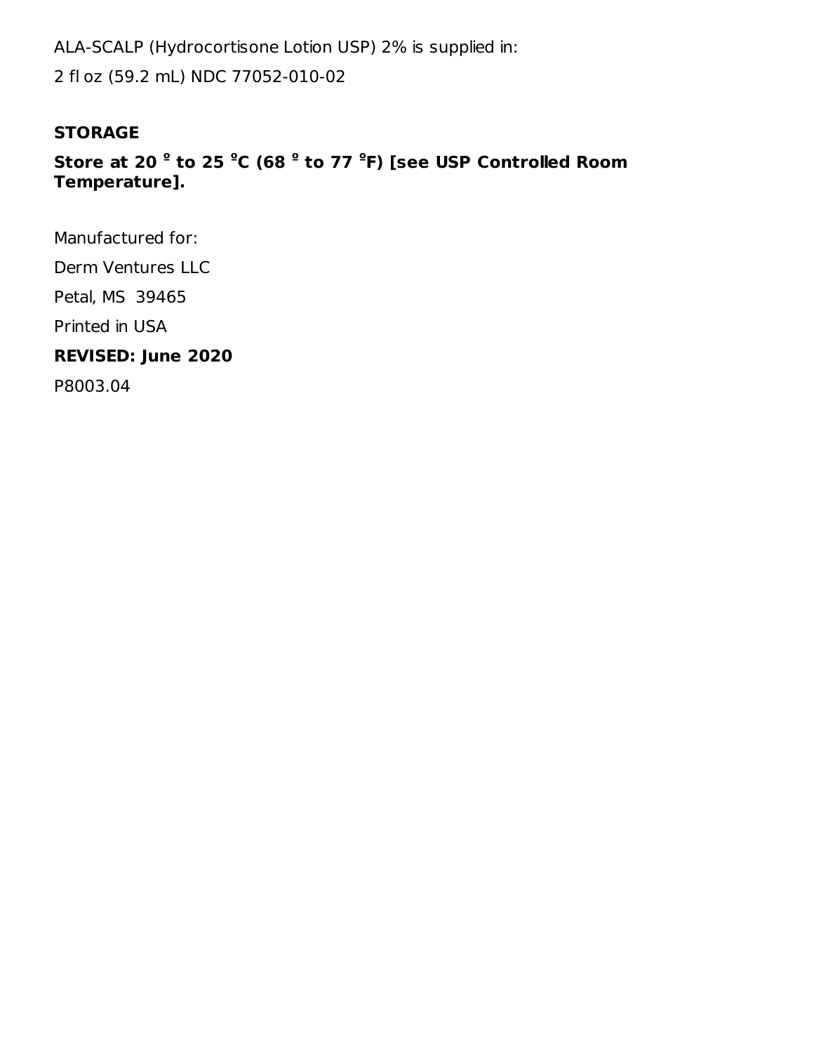ALA-SCALP (Hydrocortisone Lotion USP) 2% is supplied in:

2 fl oz (59.2 mL) NDC 77052-010-02

**STORAGE**

**Store at 20 º to 25 ºC (68 º to 77 ºF) [see USP Controlled Room Temperature].**

Manufactured for:

Derm Ventures LLC

Petal, MS  39465

Printed in USA

**REVISED: June 2020**

P8003.04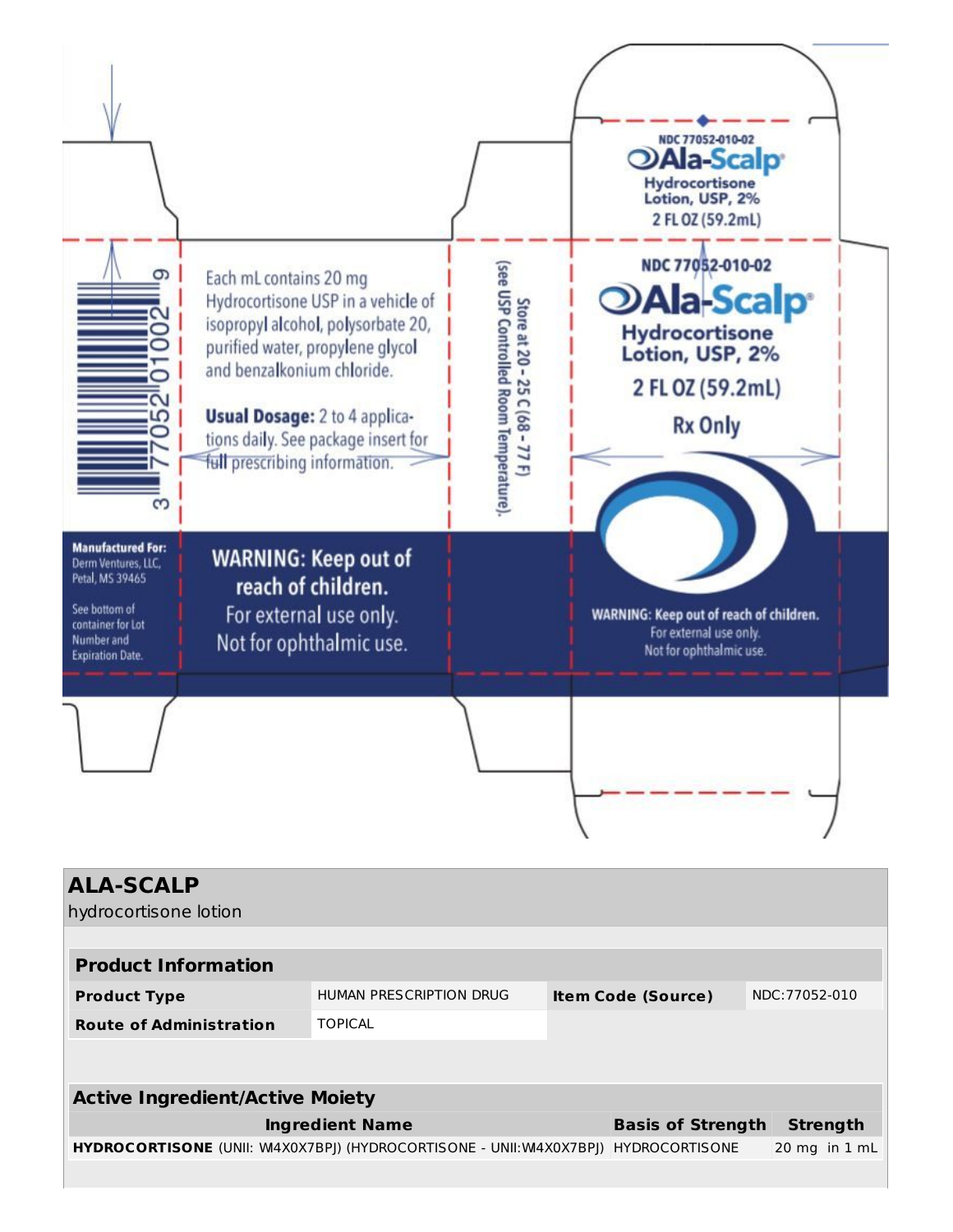NDC 77052-010-02

**Ala-Scalp®**

Hydrocortisone Lotion, USP, 2%

2 FL OZ (59.2mL)

Each mL contains 20 mg Hydrocortisone USP in a vehicle of isopropyl alcohol, polysorbate 20, purified water, propylene glycol and benzalkonium chloride.

**Usual Dosage:** 2 to 4 applications daily. See package insert for full prescribing information.

Store at 20 - 25 C (68 - 77 F) (see USP Controlled Room Temperature).

3 77052 01002 6

**Manufactured For:**
Derm Ventures, LLC,
Petal, MS 39465

See bottom of container for Lot Number and Expiration Date.

**WARNING: Keep out of reach of children.**
For external use only.
Not for ophthalmic use.

NDC 77052-010-02

**Ala-Scalp®**

**Hydrocortisone Lotion, USP, 2%**

2 FL OZ (59.2mL)

**Rx Only**

**WARNING: Keep out of reach of children.**
For external use only.
Not for ophthalmic use.

## ALA-SCALP

hydrocortisone lotion

| **Product Information** | | | |
|---|---|---|---|
| **Product Type** | HUMAN PRESCRIPTION DRUG | **Item Code (Source)** | NDC:77052-010 |
| **Route of Administration** | TOPICAL | | |

| **Active Ingredient/Active Moiety** | | |
|---|---|---|
| **Ingredient Name** | **Basis of Strength** | **Strength** |
| **HYDROCORTISONE** (UNII: WI4X0X7BPJ) (HYDROCORTISONE - UNII:WI4X0X7BPJ) | HYDROCORTISONE | 20 mg in 1 mL |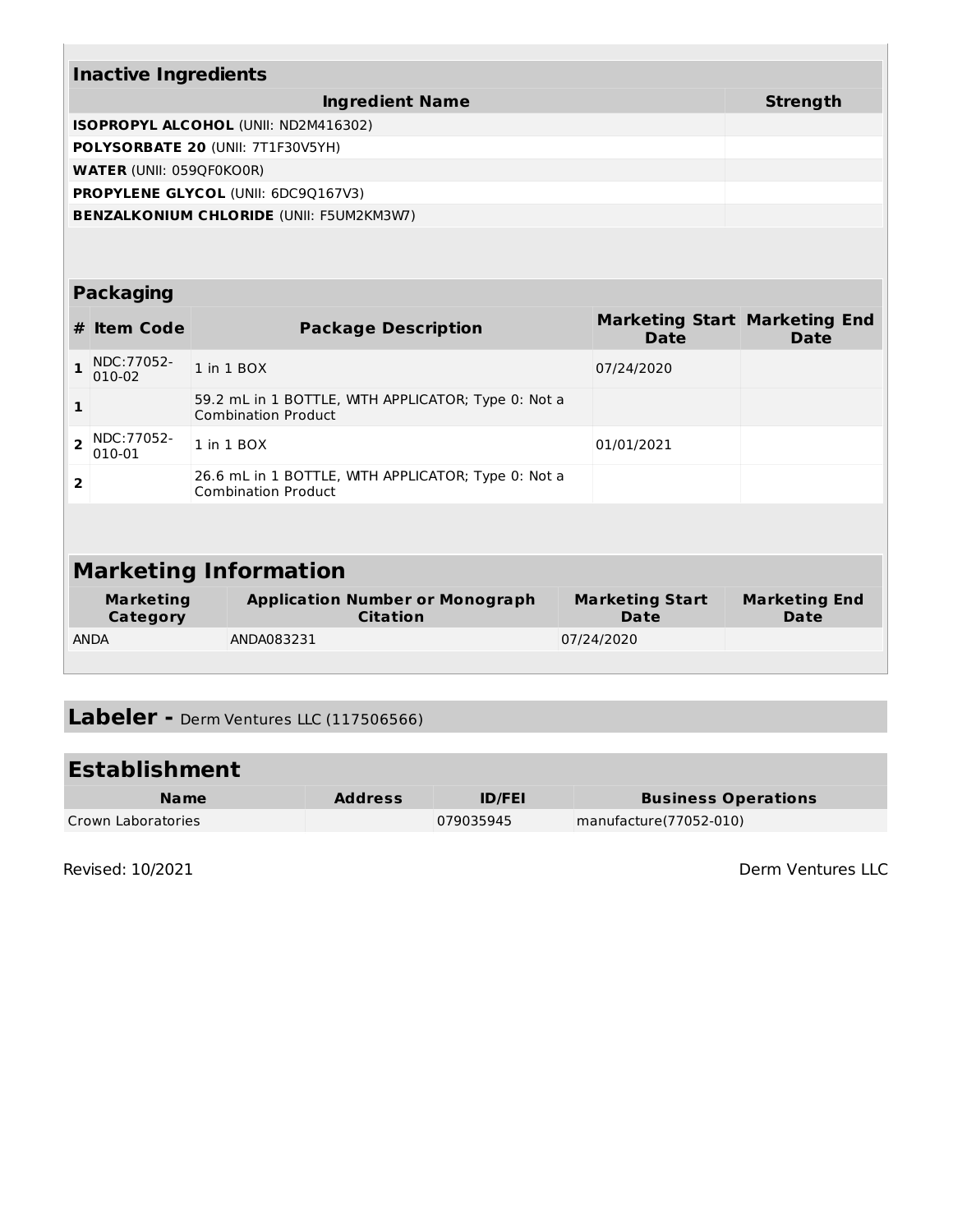### Inactive Ingredients

| Ingredient Name | Strength |
| --- | --- |
| **ISOPROPYL ALCOHOL** (UNII: ND2M416302) | |
| **POLYSORBATE 20** (UNII: 7T1F30V5YH) | |
| **WATER** (UNII: 059QF0KO0R) | |
| **PROPYLENE GLYCOL** (UNII: 6DC9Q167V3) | |
| **BENZALKONIUM CHLORIDE** (UNII: F5UM2KM3W7) | |

### Packaging

| # | Item Code | Package Description | Marketing Start Date | Marketing End Date |
| --- | --- | --- | --- | --- |
| 1 | NDC:77052-010-02 | 1 in 1 BOX | 07/24/2020 | |
| 1 | | 59.2 mL in 1 BOTTLE, WITH APPLICATOR; Type 0: Not a Combination Product | | |
| 2 | NDC:77052-010-01 | 1 in 1 BOX | 01/01/2021 | |
| 2 | | 26.6 mL in 1 BOTTLE, WITH APPLICATOR; Type 0: Not a Combination Product | | |

## Marketing Information

| Marketing Category | Application Number or Monograph Citation | Marketing Start Date | Marketing End Date |
| --- | --- | --- | --- |
| ANDA | ANDA083231 | 07/24/2020 | |

## Labeler - Derm Ventures LLC (117506566)

## Establishment

| Name | Address | ID/FEI | Business Operations |
| --- | --- | --- | --- |
| Crown Laboratories | | 079035945 | manufacture(77052-010) |

Revised: 10/2021

Derm Ventures LLC